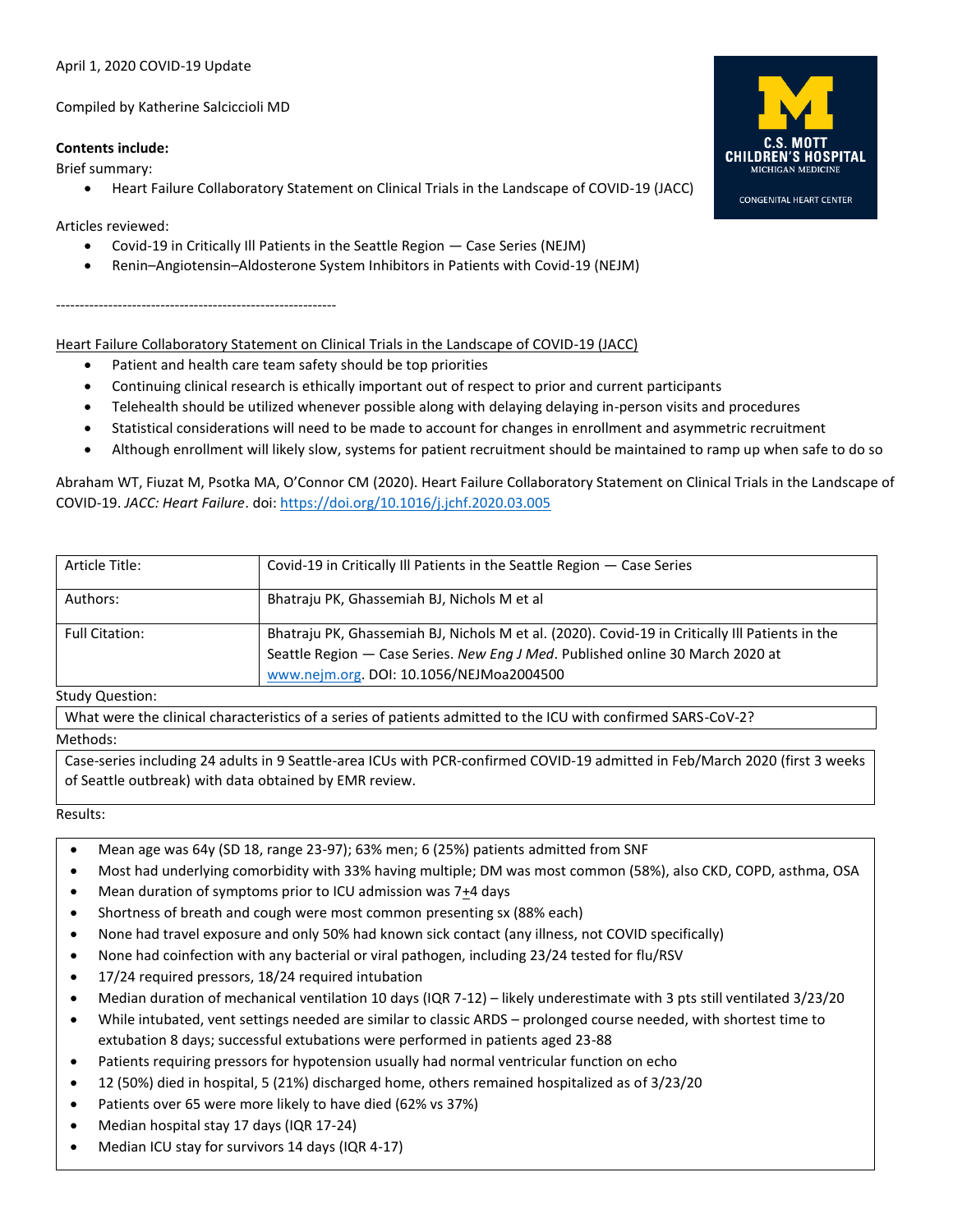April 1, 2020 COVID-19 Update

Compiled by Katherine Salciccioli MD

**Contents include:**

Brief summary:

- Heart Failure Collaboratory Statement on Clinical Trials in the Landscape of COVID-19 (JACC)

Articles reviewed:

- Covid-19 in Critically Ill Patients in the Seattle Region — Case Series (NEJM)
- Renin–Angiotensin–Aldosterone System Inhibitors in Patients with Covid-19 (NEJM)

-----------------------------------------------------------

Heart Failure Collaboratory Statement on Clinical Trials in the Landscape of COVID-19 (JACC)

- Patient and health care team safety should be top priorities
- Continuing clinical research is ethically important out of respect to prior and current participants
- Telehealth should be utilized whenever possible along with delaying delaying in-person visits and procedures
- Statistical considerations will need to be made to account for changes in enrollment and asymmetric recruitment
- Although enrollment will likely slow, systems for patient recruitment should be maintained to ramp up when safe to do so

Abraham WT, Fiuzat M, Psotka MA, O'Connor CM (2020). Heart Failure Collaboratory Statement on Clinical Trials in the Landscape of COVID-19. *JACC: Heart Failure*. doi: https://doi.org/10.1016/j.jchf.2020.03.005

| | |
|---|---|
| Article Title: | Covid-19 in Critically Ill Patients in the Seattle Region — Case Series |
| Authors: | Bhatraju PK, Ghassemiah BJ, Nichols M et al |
| Full Citation: | Bhatraju PK, Ghassemiah BJ, Nichols M et al. (2020). Covid-19 in Critically Ill Patients in the Seattle Region — Case Series. *New Eng J Med*. Published online 30 March 2020 at www.nejm.org. DOI: 10.1056/NEJMoa2004500 |

Study Question:

What were the clinical characteristics of a series of patients admitted to the ICU with confirmed SARS-CoV-2?

Methods:

Case-series including 24 adults in 9 Seattle-area ICUs with PCR-confirmed COVID-19 admitted in Feb/March 2020 (first 3 weeks of Seattle outbreak) with data obtained by EMR review.

Results:

- Mean age was 64y (SD 18, range 23-97); 63% men; 6 (25%) patients admitted from SNF
- Most had underlying comorbidity with 33% having multiple; DM was most common (58%), also CKD, COPD, asthma, OSA
- Mean duration of symptoms prior to ICU admission was 7$\pm$4 days
- Shortness of breath and cough were most common presenting sx (88% each)
- None had travel exposure and only 50% had known sick contact (any illness, not COVID specifically)
- None had coinfection with any bacterial or viral pathogen, including 23/24 tested for flu/RSV
- 17/24 required pressors, 18/24 required intubation
- Median duration of mechanical ventilation 10 days (IQR 7-12) – likely underestimate with 3 pts still ventilated 3/23/20
- While intubated, vent settings needed are similar to classic ARDS – prolonged course needed, with shortest time to extubation 8 days; successful extubations were performed in patients aged 23-88
- Patients requiring pressors for hypotension usually had normal ventricular function on echo
- 12 (50%) died in hospital, 5 (21%) discharged home, others remained hospitalized as of 3/23/20
- Patients over 65 were more likely to have died (62% vs 37%)
- Median hospital stay 17 days (IQR 17-24)
- Median ICU stay for survivors 14 days (IQR 4-17)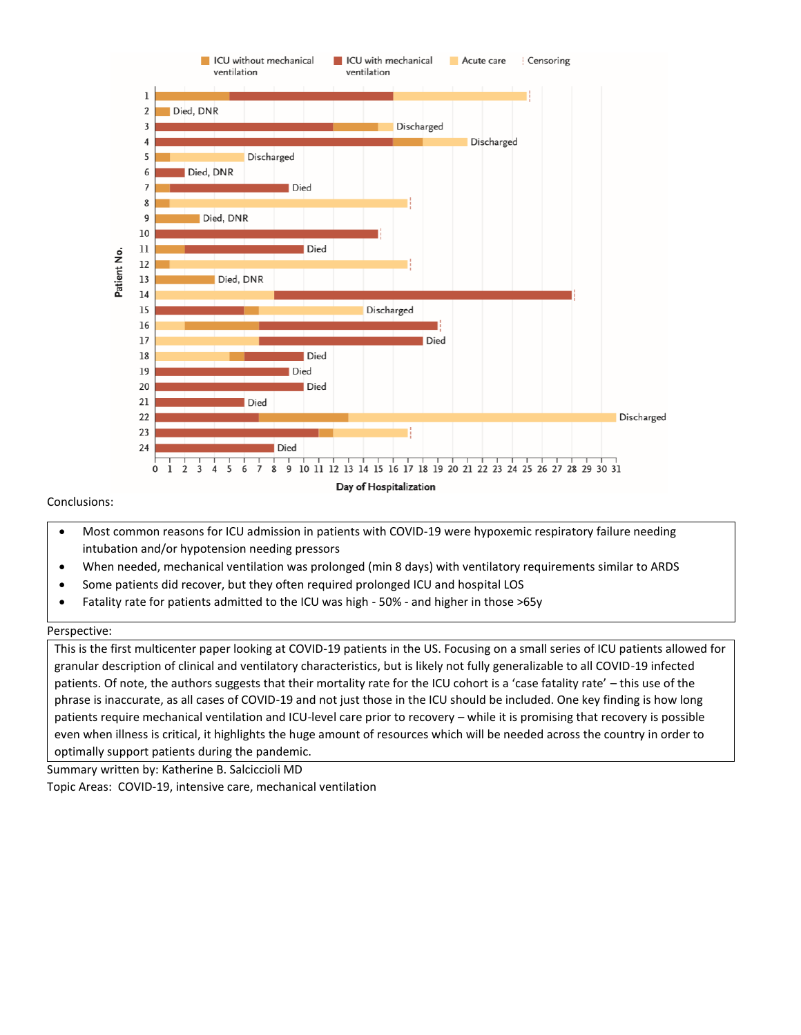Conclusions:

- Most common reasons for ICU admission in patients with COVID-19 were hypoxemic respiratory failure needing intubation and/or hypotension needing pressors
- When needed, mechanical ventilation was prolonged (min 8 days) with ventilatory requirements similar to ARDS
- Some patients did recover, but they often required prolonged ICU and hospital LOS
- Fatality rate for patients admitted to the ICU was high - 50% - and higher in those >65y

Perspective:

This is the first multicenter paper looking at COVID-19 patients in the US. Focusing on a small series of ICU patients allowed for granular description of clinical and ventilatory characteristics, but is likely not fully generalizable to all COVID-19 infected patients. Of note, the authors suggests that their mortality rate for the ICU cohort is a 'case fatality rate' – this use of the phrase is inaccurate, as all cases of COVID-19 and not just those in the ICU should be included. One key finding is how long patients require mechanical ventilation and ICU-level care prior to recovery – while it is promising that recovery is possible even when illness is critical, it highlights the huge amount of resources which will be needed across the country in order to optimally support patients during the pandemic.

Summary written by: Katherine B. Salciccioli MD

Topic Areas: COVID-19, intensive care, mechanical ventilation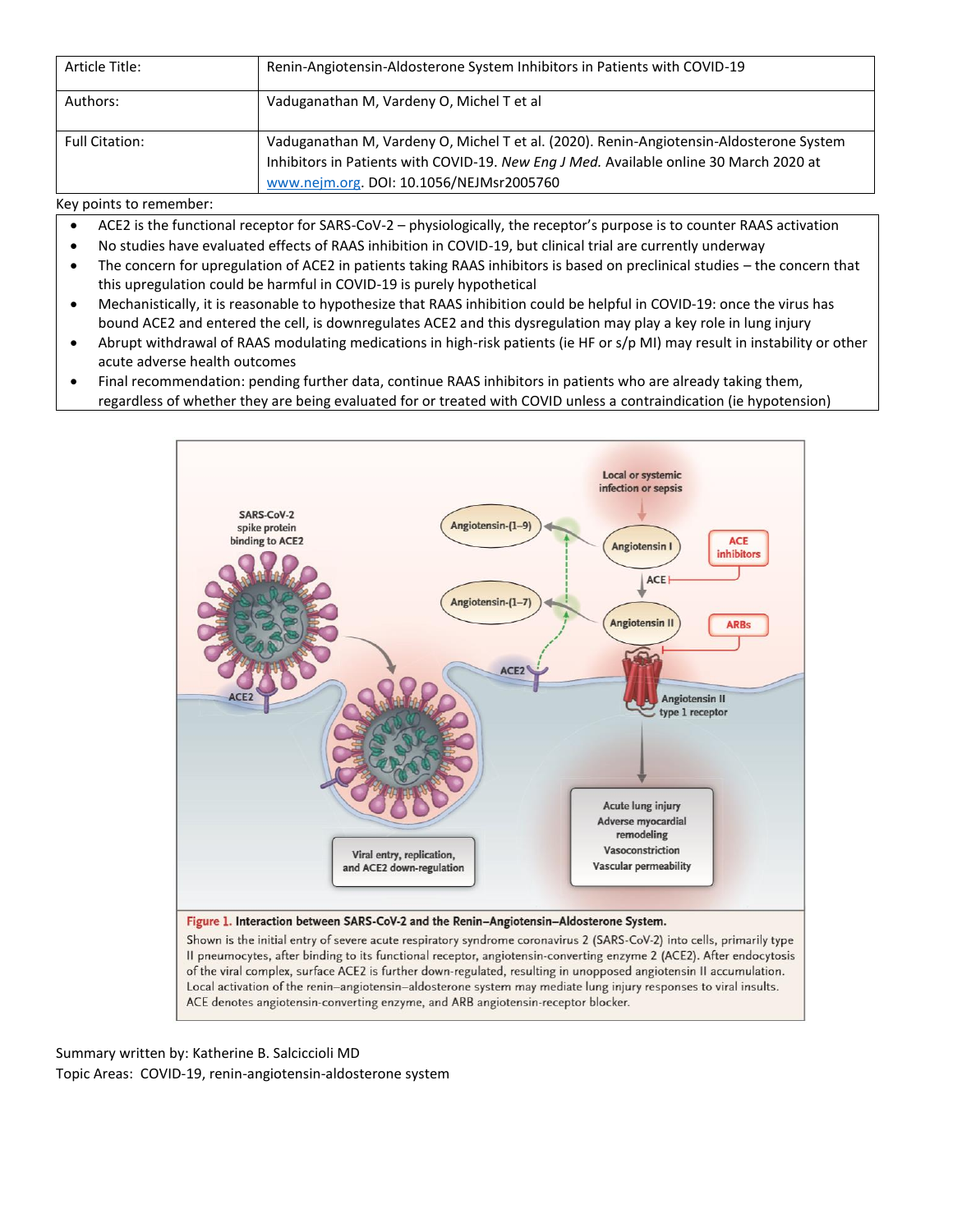| | |
|---|---|
| Article Title: | Renin-Angiotensin-Aldosterone System Inhibitors in Patients with COVID-19 |
| Authors: | Vaduganathan M, Vardeny O, Michel T et al |
| Full Citation: | Vaduganathan M, Vardeny O, Michel T et al. (2020). Renin-Angiotensin-Aldosterone System Inhibitors in Patients with COVID-19. *New Eng J Med.* Available online 30 March 2020 at www.nejm.org. DOI: 10.1056/NEJMsr2005760 |

Key points to remember:

- ACE2 is the functional receptor for SARS-CoV-2 – physiologically, the receptor's purpose is to counter RAAS activation
- No studies have evaluated effects of RAAS inhibition in COVID-19, but clinical trial are currently underway
- The concern for upregulation of ACE2 in patients taking RAAS inhibitors is based on preclinical studies – the concern that this upregulation could be harmful in COVID-19 is purely hypothetical
- Mechanistically, it is reasonable to hypothesize that RAAS inhibition could be helpful in COVID-19: once the virus has bound ACE2 and entered the cell, is downregulates ACE2 and this dysregulation may play a key role in lung injury
- Abrupt withdrawal of RAAS modulating medications in high-risk patients (ie HF or s/p MI) may result in instability or other acute adverse health outcomes
- Final recommendation: pending further data, continue RAAS inhibitors in patients who are already taking them, regardless of whether they are being evaluated for or treated with COVID unless a contraindication (ie hypotension)

SARS-CoV-2 spike protein binding to ACE2

ACE2

Viral entry, replication, and ACE2 down-regulation

Local or systemic infection or sepsis

Angiotensin-(1–9)

Angiotensin I

ACE inhibitors

ACE

Angiotensin-(1–7)

Angiotensin II

ARBs

ACE2

Angiotensin II type 1 receptor

Acute lung injury
Adverse myocardial remodeling
Vasoconstriction
Vascular permeability

**Figure 1. Interaction between SARS-CoV-2 and the Renin–Angiotensin–Aldosterone System.**

Shown is the initial entry of severe acute respiratory syndrome coronavirus 2 (SARS-CoV-2) into cells, primarily type II pneumocytes, after binding to its functional receptor, angiotensin-converting enzyme 2 (ACE2). After endocytosis of the viral complex, surface ACE2 is further down-regulated, resulting in unopposed angiotensin II accumulation. Local activation of the renin–angiotensin–aldosterone system may mediate lung injury responses to viral insults. ACE denotes angiotensin-converting enzyme, and ARB angiotensin-receptor blocker.

Summary written by: Katherine B. Salciccioli MD
Topic Areas: COVID-19, renin-angiotensin-aldosterone system